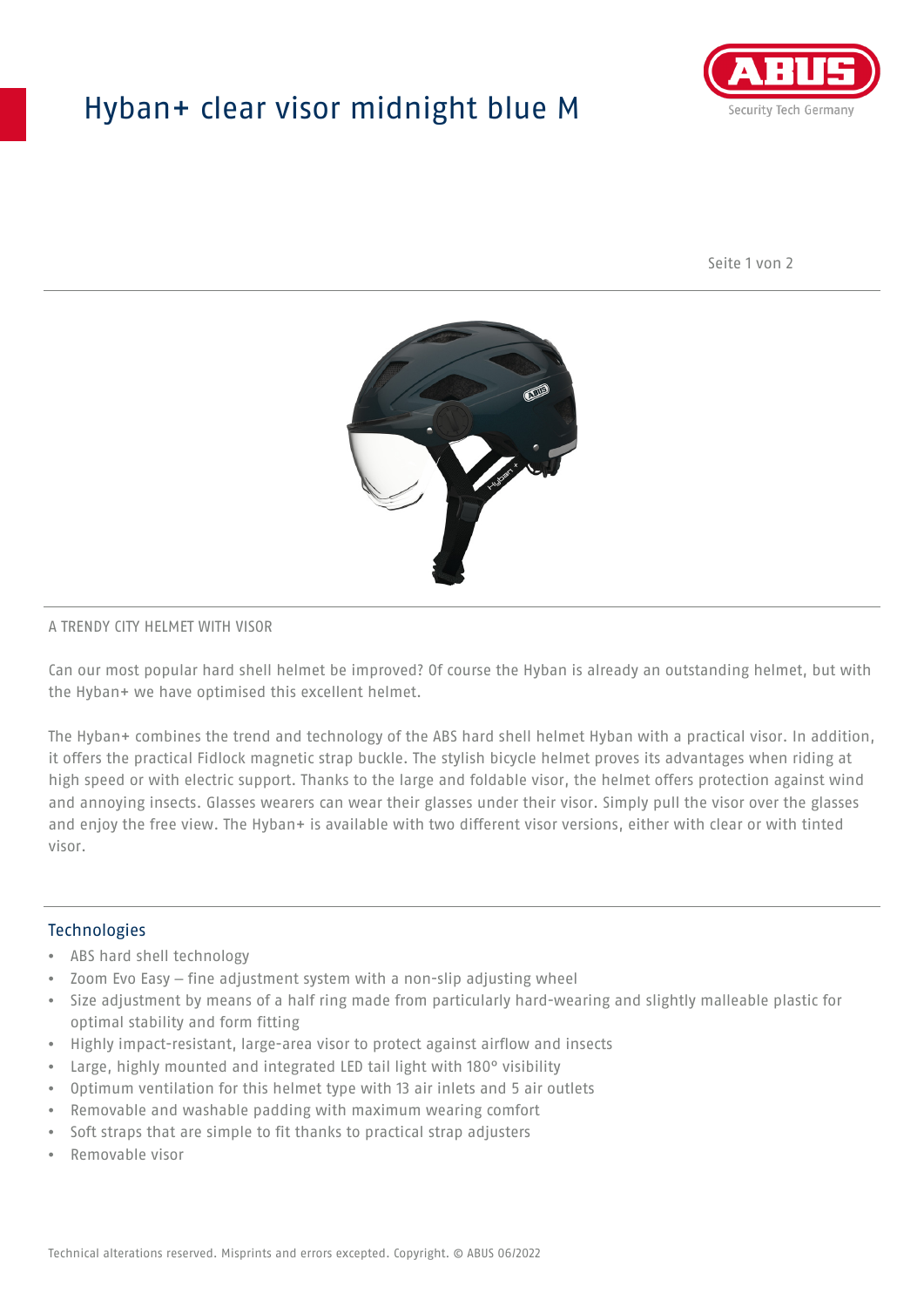# Hyban+ clear visor midnight blue M

A TRENDY CITY HELMET WITH VISOR

Can our most popular hard shell helmet be improved? Of course the Hyban is already an outstanding helmet, but with the Hyban+ we have optimised this excellent helmet.

The Hyban+ combines the trend and technology of the ABS hard shell helmet Hyban with a practical visor. In addition, it offers the practical Fidlock magnetic strap buckle. The stylish bicycle helmet proves its advantages when riding at high speed or with electric support. Thanks to the large and foldable visor, the helmet offers protection against wind and annoying insects. Glasses wearers can wear their glasses under their visor. Simply pull the visor over the glasses and enjoy the free view. The Hyban+ is available with two different visor versions, either with clear or with tinted visor.

## Technologies

- ABS hard shell technology
- Zoom Evo Easy – fine adjustment system with a non-slip adjusting wheel
- Size adjustment by means of a half ring made from particularly hard-wearing and slightly malleable plastic for optimal stability and form fitting
- Highly impact-resistant, large-area visor to protect against airflow and insects
- Large, highly mounted and integrated LED tail light with 180° visibility
- Optimum ventilation for this helmet type with 13 air inlets and 5 air outlets
- Removable and washable padding with maximum wearing comfort
- Soft straps that are simple to fit thanks to practical strap adjusters
- Removable visor

Technical alterations reserved. Misprints and errors excepted. Copyright. © ABUS 06/2022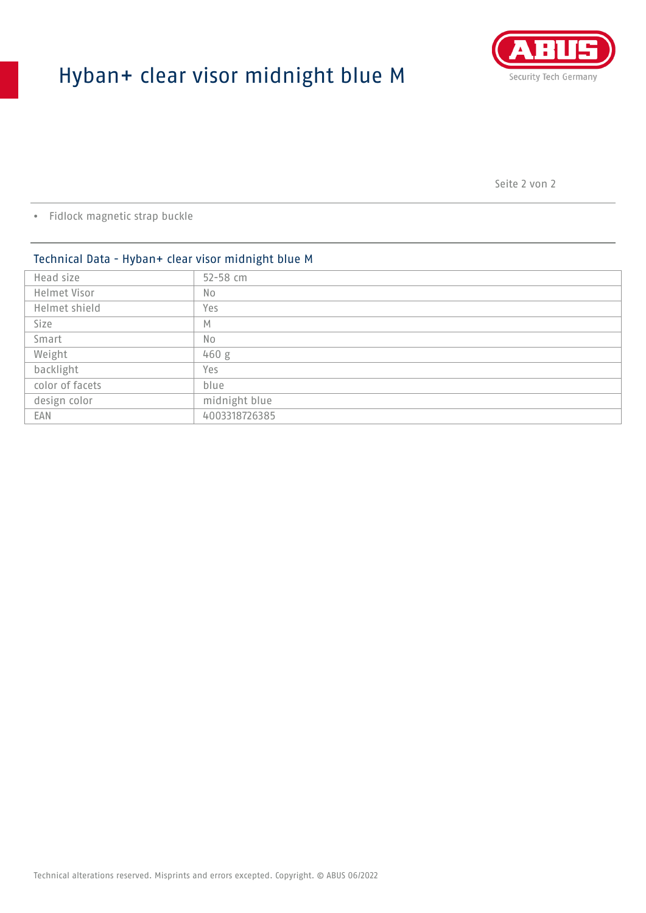# Hyban+ clear visor midnight blue M

- Fidlock magnetic strap buckle

## Technical Data - Hyban+ clear visor midnight blue M

| | |
|---|---|
| Head size | 52-58 cm |
| Helmet Visor | No |
| Helmet shield | Yes |
| Size | M |
| Smart | No |
| Weight | 460 g |
| backlight | Yes |
| color of facets | blue |
| design color | midnight blue |
| EAN | 4003318726385 |

Technical alterations reserved. Misprints and errors excepted. Copyright. © ABUS 06/2022